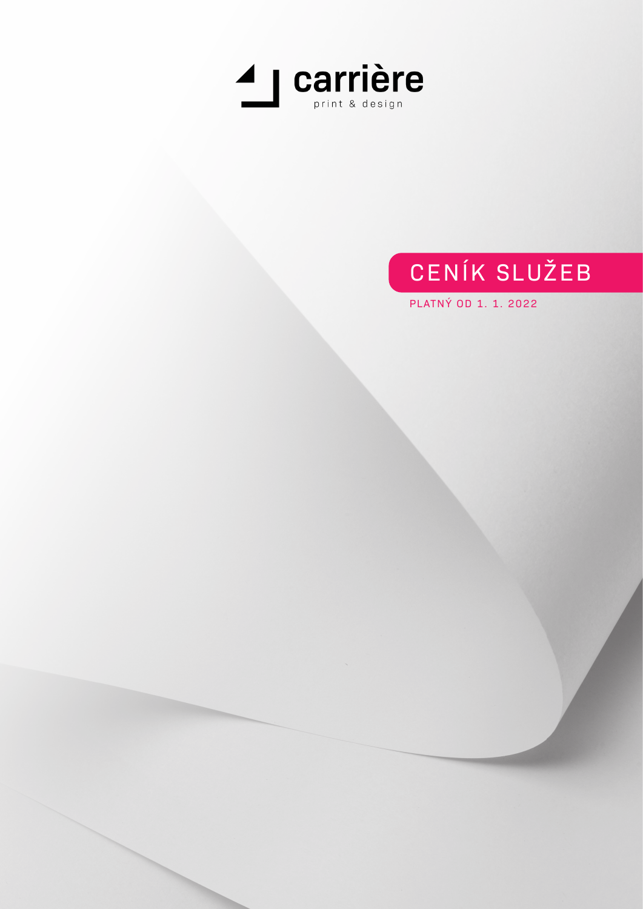carrière

print & design

# CENÍK SLUŽEB

PLATNÝ OD 1. 1. 2022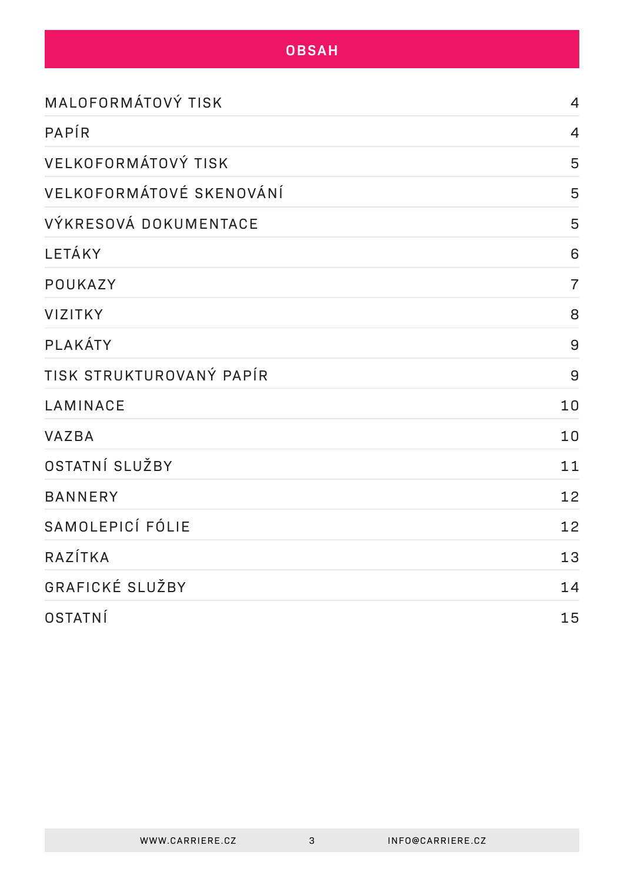# OBSAH

| | |
|---|---|
| MALOFORMÁTOVÝ TISK | 4 |
| PAPÍR | 4 |
| VELKOFORMÁTOVÝ TISK | 5 |
| VELKOFORMÁTOVÉ SKENOVÁNÍ | 5 |
| VÝKRESOVÁ DOKUMENTACE | 5 |
| LETÁKY | 6 |
| POUKAZY | 7 |
| VIZITKY | 8 |
| PLAKÁTY | 9 |
| TISK STRUKTUROVANÝ PAPÍR | 9 |
| LAMINACE | 10 |
| VAZBA | 10 |
| OSTATNÍ SLUŽBY | 11 |
| BANNERY | 12 |
| SAMOLEPICÍ FÓLIE | 12 |
| RAZÍTKA | 13 |
| GRAFICKÉ SLUŽBY | 14 |
| OSTATNÍ | 15 |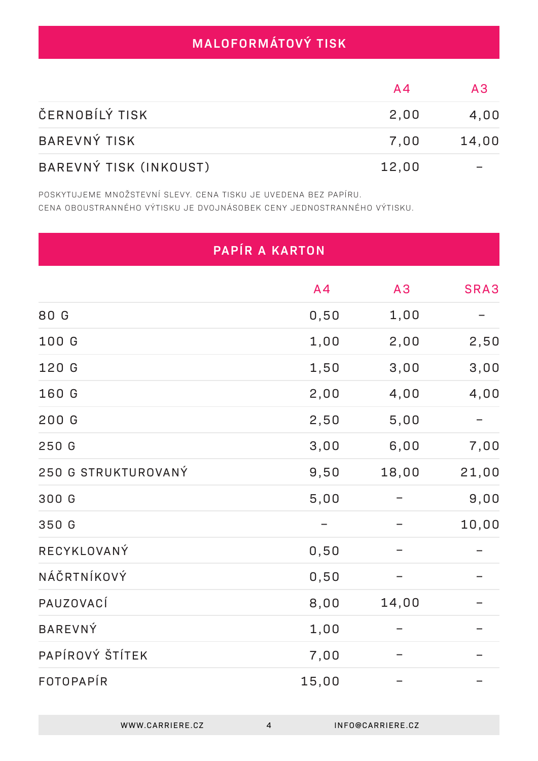## MALOFORMÁTOVÝ TISK

| | A4 | A3 |
|---|---|---|
| ČERNOBÍLÝ TISK | 2,00 | 4,00 |
| BAREVNÝ TISK | 7,00 | 14,00 |
| BAREVNÝ TISK (INKOUST) | 12,00 | – |

POSKYTUJEME MNOŽSTEVNÍ SLEVY. CENA TISKU JE UVEDENA BEZ PAPÍRU.
CENA OBOUSTRANNÉHO VÝTISKU JE DVOJNÁSOBEK CENY JEDNOSTRANNÉHO VÝTISKU.

## PAPÍR A KARTON

| | A4 | A3 | SRA3 |
|---|---|---|---|
| 80 G | 0,50 | 1,00 | – |
| 100 G | 1,00 | 2,00 | 2,50 |
| 120 G | 1,50 | 3,00 | 3,00 |
| 160 G | 2,00 | 4,00 | 4,00 |
| 200 G | 2,50 | 5,00 | – |
| 250 G | 3,00 | 6,00 | 7,00 |
| 250 G STRUKTUROVANÝ | 9,50 | 18,00 | 21,00 |
| 300 G | 5,00 | – | 9,00 |
| 350 G | – | – | 10,00 |
| RECYKLOVANÝ | 0,50 | – | – |
| NÁČRTNÍKOVÝ | 0,50 | – | – |
| PAUZOVACÍ | 8,00 | 14,00 | – |
| BAREVNÝ | 1,00 | – | – |
| PAPÍROVÝ ŠTÍTEK | 7,00 | – | – |
| FOTOPAPÍR | 15,00 | – | – |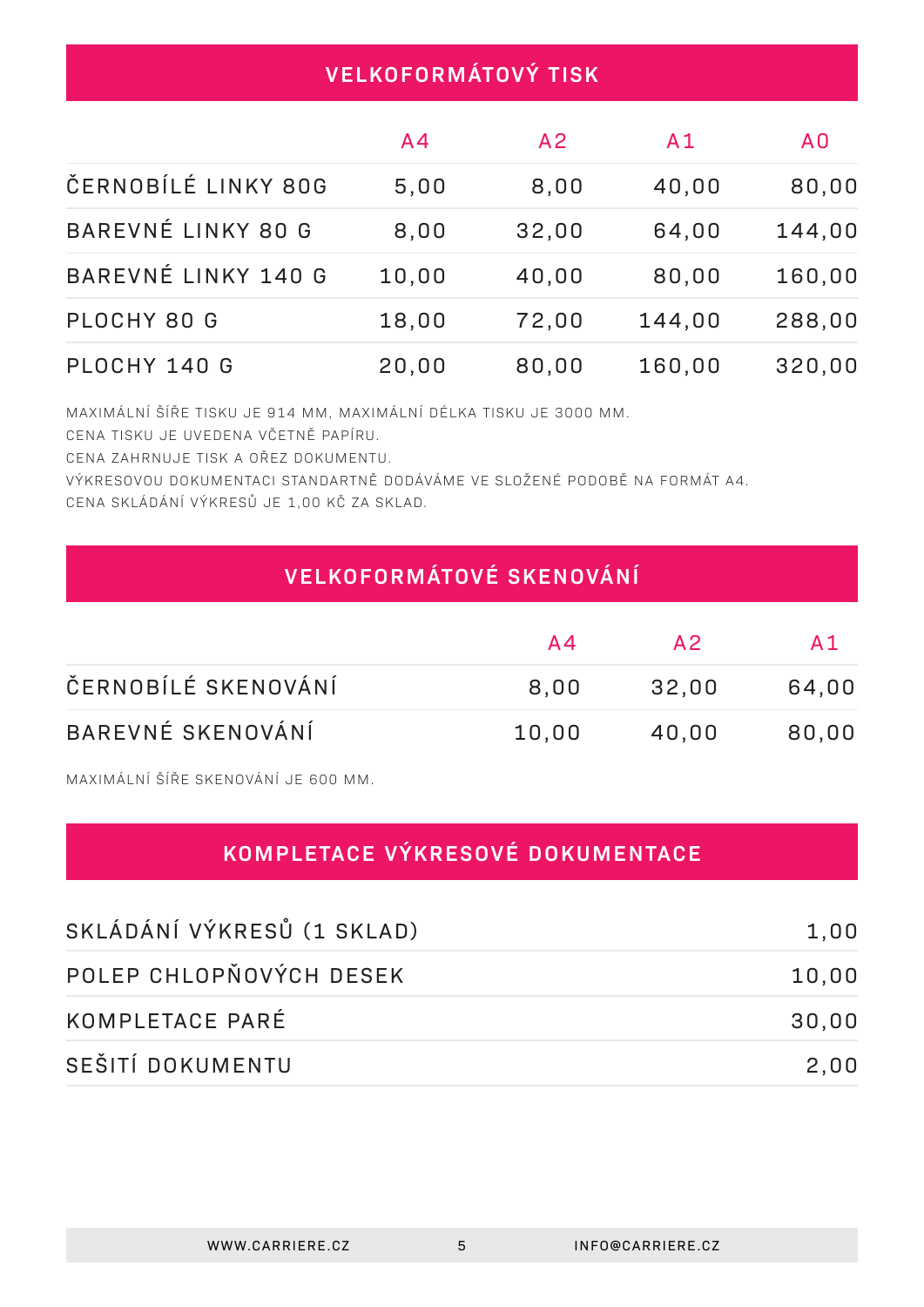## VELKOFORMÁTOVÝ TISK

| | A4 | A2 | A1 | A0 |
|---|---|---|---|---|
| ČERNOBÍLÉ LINKY 80G | 5,00 | 8,00 | 40,00 | 80,00 |
| BAREVNÉ LINKY 80 G | 8,00 | 32,00 | 64,00 | 144,00 |
| BAREVNÉ LINKY 140 G | 10,00 | 40,00 | 80,00 | 160,00 |
| PLOCHY 80 G | 18,00 | 72,00 | 144,00 | 288,00 |
| PLOCHY 140 G | 20,00 | 80,00 | 160,00 | 320,00 |

MAXIMÁLNÍ ŠÍŘE TISKU JE 914 MM, MAXIMÁLNÍ DÉLKA TISKU JE 3000 MM.
CENA TISKU JE UVEDENA VČETNĚ PAPÍRU.
CENA ZAHRNUJE TISK A OŘEZ DOKUMENTU.
VÝKRESOVOU DOKUMENTACI STANDARTNĚ DODÁVÁME VE SLOŽENÉ PODOBĚ NA FORMÁT A4.
CENA SKLÁDÁNÍ VÝKRESŮ JE 1,00 KČ ZA SKLAD.

## VELKOFORMÁTOVÉ SKENOVÁNÍ

| | A4 | A2 | A1 |
|---|---|---|---|
| ČERNOBÍLÉ SKENOVÁNÍ | 8,00 | 32,00 | 64,00 |
| BAREVNÉ SKENOVÁNÍ | 10,00 | 40,00 | 80,00 |

MAXIMÁLNÍ ŠÍŘE SKENOVÁNÍ JE 600 MM.

## KOMPLETACE VÝKRESOVÉ DOKUMENTACE

| | |
|---|---|
| SKLÁDÁNÍ VÝKRESŮ (1 SKLAD) | 1,00 |
| POLEP CHLOPŇOVÝCH DESEK | 10,00 |
| KOMPLETACE PARÉ | 30,00 |
| SEŠITÍ DOKUMENTU | 2,00 |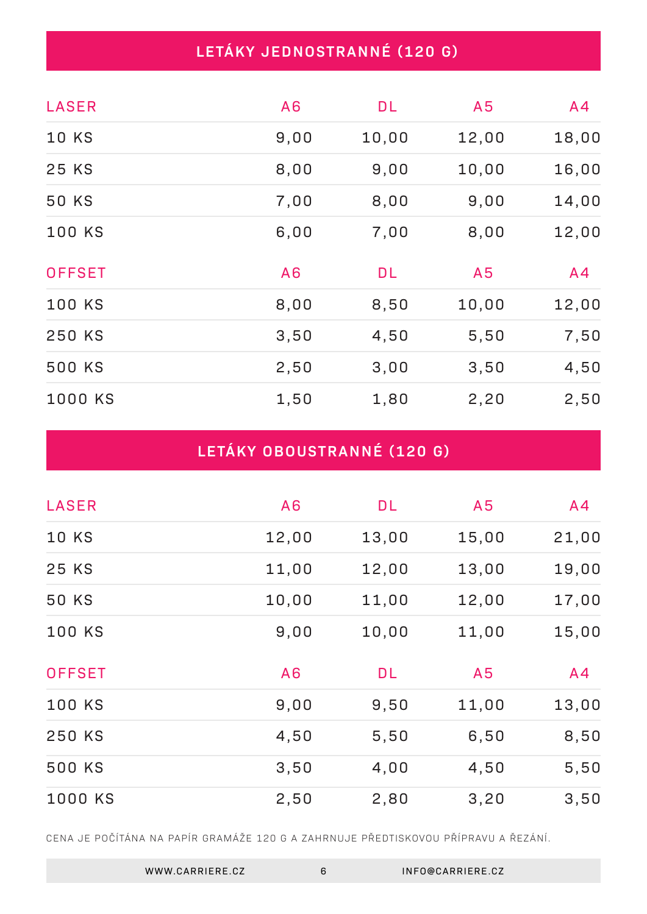## LETÁKY JEDNOSTRANNÉ (120 G)

| LASER | A6 | DL | A5 | A4 |
|---|---|---|---|---|
| 10 KS | 9,00 | 10,00 | 12,00 | 18,00 |
| 25 KS | 8,00 | 9,00 | 10,00 | 16,00 |
| 50 KS | 7,00 | 8,00 | 9,00 | 14,00 |
| 100 KS | 6,00 | 7,00 | 8,00 | 12,00 |

| OFFSET | A6 | DL | A5 | A4 |
|---|---|---|---|---|
| 100 KS | 8,00 | 8,50 | 10,00 | 12,00 |
| 250 KS | 3,50 | 4,50 | 5,50 | 7,50 |
| 500 KS | 2,50 | 3,00 | 3,50 | 4,50 |
| 1000 KS | 1,50 | 1,80 | 2,20 | 2,50 |

## LETÁKY OBOUSTRANNÉ (120 G)

| LASER | A6 | DL | A5 | A4 |
|---|---|---|---|---|
| 10 KS | 12,00 | 13,00 | 15,00 | 21,00 |
| 25 KS | 11,00 | 12,00 | 13,00 | 19,00 |
| 50 KS | 10,00 | 11,00 | 12,00 | 17,00 |
| 100 KS | 9,00 | 10,00 | 11,00 | 15,00 |

| OFFSET | A6 | DL | A5 | A4 |
|---|---|---|---|---|
| 100 KS | 9,00 | 9,50 | 11,00 | 13,00 |
| 250 KS | 4,50 | 5,50 | 6,50 | 8,50 |
| 500 KS | 3,50 | 4,00 | 4,50 | 5,50 |
| 1000 KS | 2,50 | 2,80 | 3,20 | 3,50 |

CENA JE POČÍTÁNA NA PAPÍR GRAMÁŽE 120 G A ZAHRNUJE PŘEDTISKOVOU PŘÍPRAVU A ŘEZÁNÍ.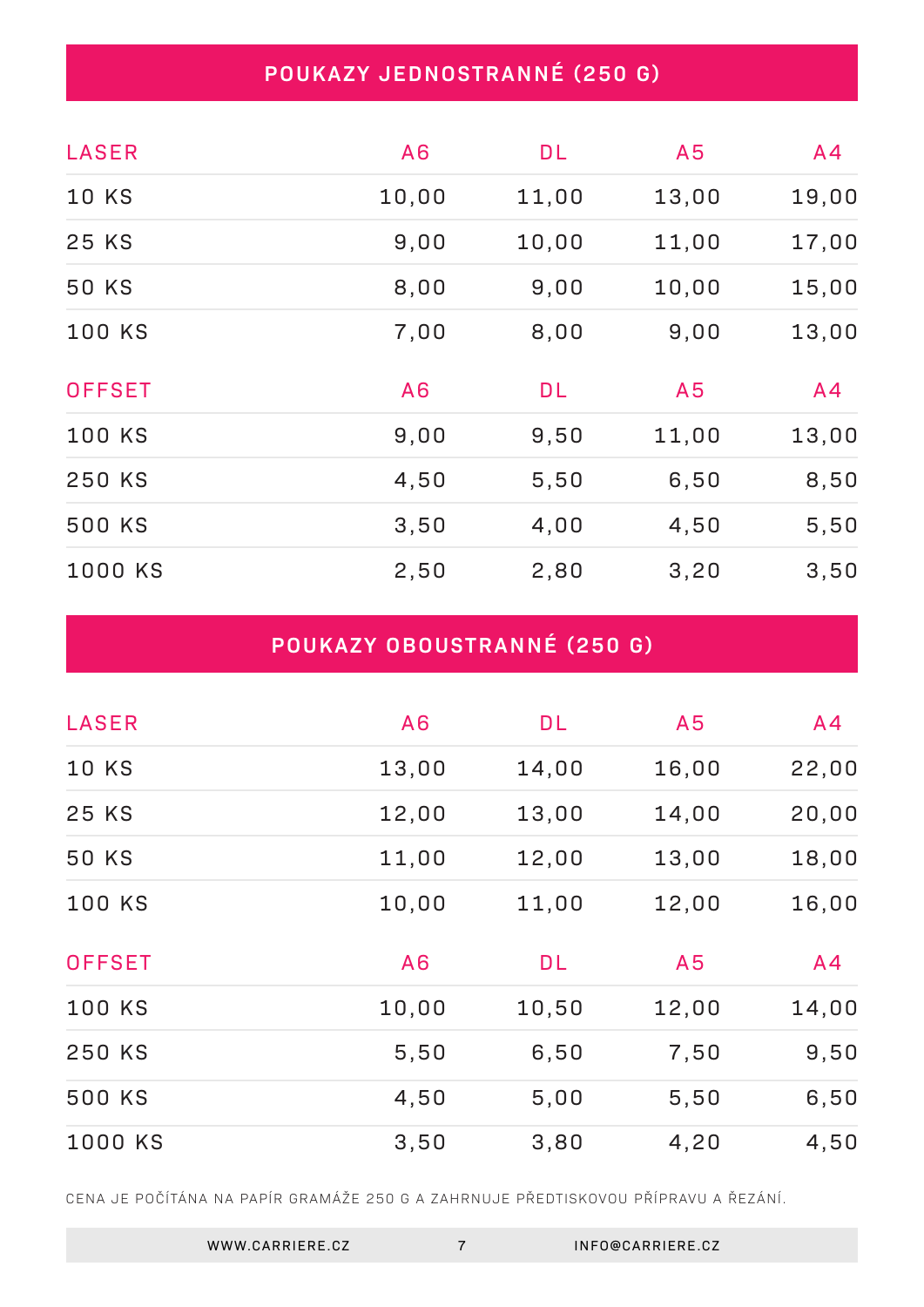## POUKAZY JEDNOSTRANNÉ (250 G)

| LASER | A6 | DL | A5 | A4 |
|---|---|---|---|---|
| 10 KS | 10,00 | 11,00 | 13,00 | 19,00 |
| 25 KS | 9,00 | 10,00 | 11,00 | 17,00 |
| 50 KS | 8,00 | 9,00 | 10,00 | 15,00 |
| 100 KS | 7,00 | 8,00 | 9,00 | 13,00 |

| OFFSET | A6 | DL | A5 | A4 |
|---|---|---|---|---|
| 100 KS | 9,00 | 9,50 | 11,00 | 13,00 |
| 250 KS | 4,50 | 5,50 | 6,50 | 8,50 |
| 500 KS | 3,50 | 4,00 | 4,50 | 5,50 |
| 1000 KS | 2,50 | 2,80 | 3,20 | 3,50 |

## POUKAZY OBOUSTRANNÉ (250 G)

| LASER | A6 | DL | A5 | A4 |
|---|---|---|---|---|
| 10 KS | 13,00 | 14,00 | 16,00 | 22,00 |
| 25 KS | 12,00 | 13,00 | 14,00 | 20,00 |
| 50 KS | 11,00 | 12,00 | 13,00 | 18,00 |
| 100 KS | 10,00 | 11,00 | 12,00 | 16,00 |

| OFFSET | A6 | DL | A5 | A4 |
|---|---|---|---|---|
| 100 KS | 10,00 | 10,50 | 12,00 | 14,00 |
| 250 KS | 5,50 | 6,50 | 7,50 | 9,50 |
| 500 KS | 4,50 | 5,00 | 5,50 | 6,50 |
| 1000 KS | 3,50 | 3,80 | 4,20 | 4,50 |

CENA JE POČÍTÁNA NA PAPÍR GRAMÁŽE 250 G A ZAHRNUJE PŘEDTISKOVOU PŘÍPRAVU A ŘEZÁNÍ.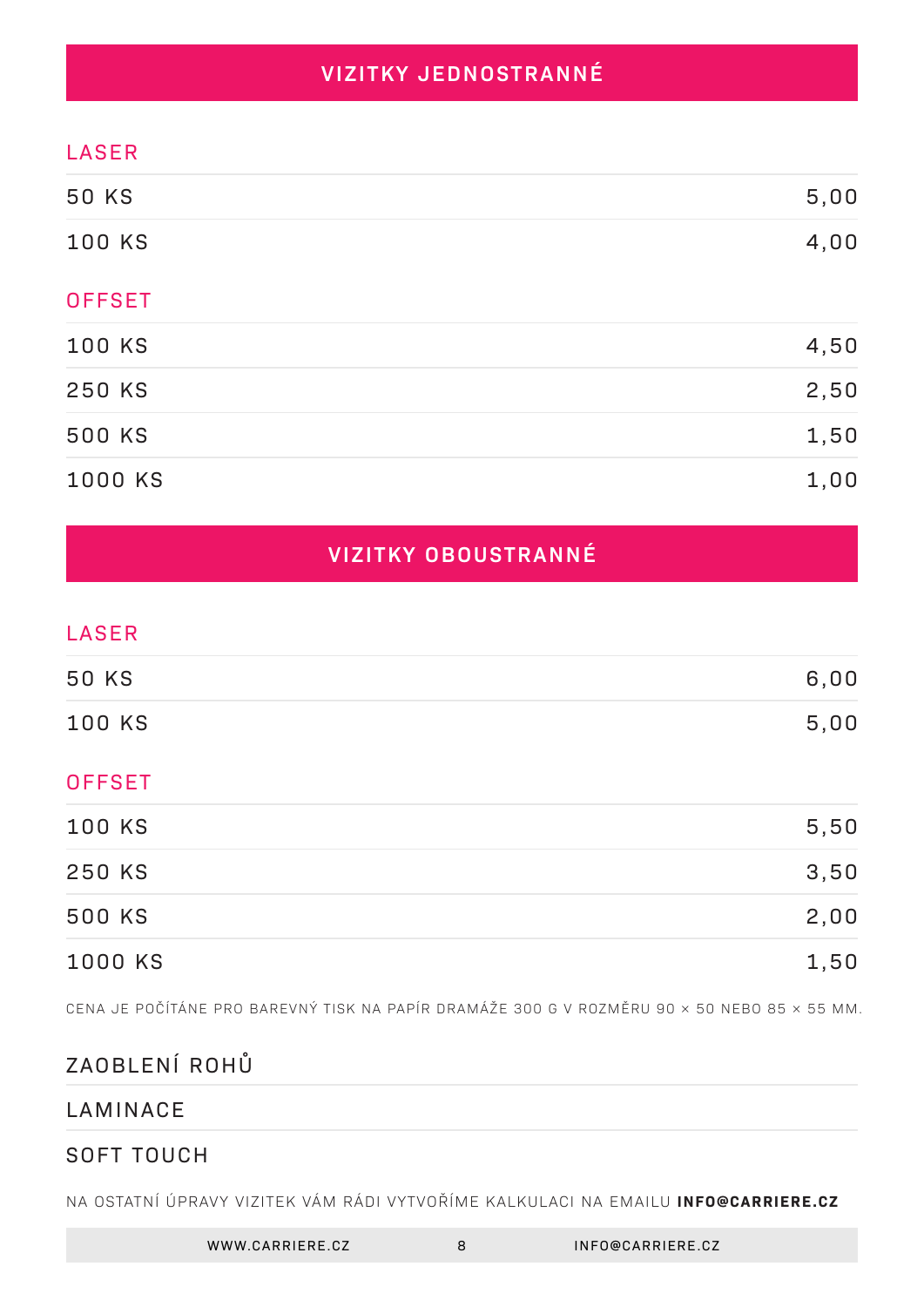## VIZITKY JEDNOSTRANNÉ

### LASER

| | |
|---|---|
| 50 KS | 5,00 |
| 100 KS | 4,00 |

### OFFSET

| | |
|---|---|
| 100 KS | 4,50 |
| 250 KS | 2,50 |
| 500 KS | 1,50 |
| 1000 KS | 1,00 |

## VIZITKY OBOUSTRANNÉ

### LASER

| | |
|---|---|
| 50 KS | 6,00 |
| 100 KS | 5,00 |

### OFFSET

| | |
|---|---|
| 100 KS | 5,50 |
| 250 KS | 3,50 |
| 500 KS | 2,00 |
| 1000 KS | 1,50 |

CENA JE POČÍTÁNE PRO BAREVNÝ TISK NA PAPÍR DRAMÁŽE 300 G V ROZMĚRU 90 × 50 NEBO 85 × 55 MM.

ZAOBLENÍ ROHŮ

LAMINACE

SOFT TOUCH

NA OSTATNÍ ÚPRAVY VIZITEK VÁM RÁDI VYTVOŘÍME KALKULACI NA EMAILU **INFO@CARRIERE.CZ**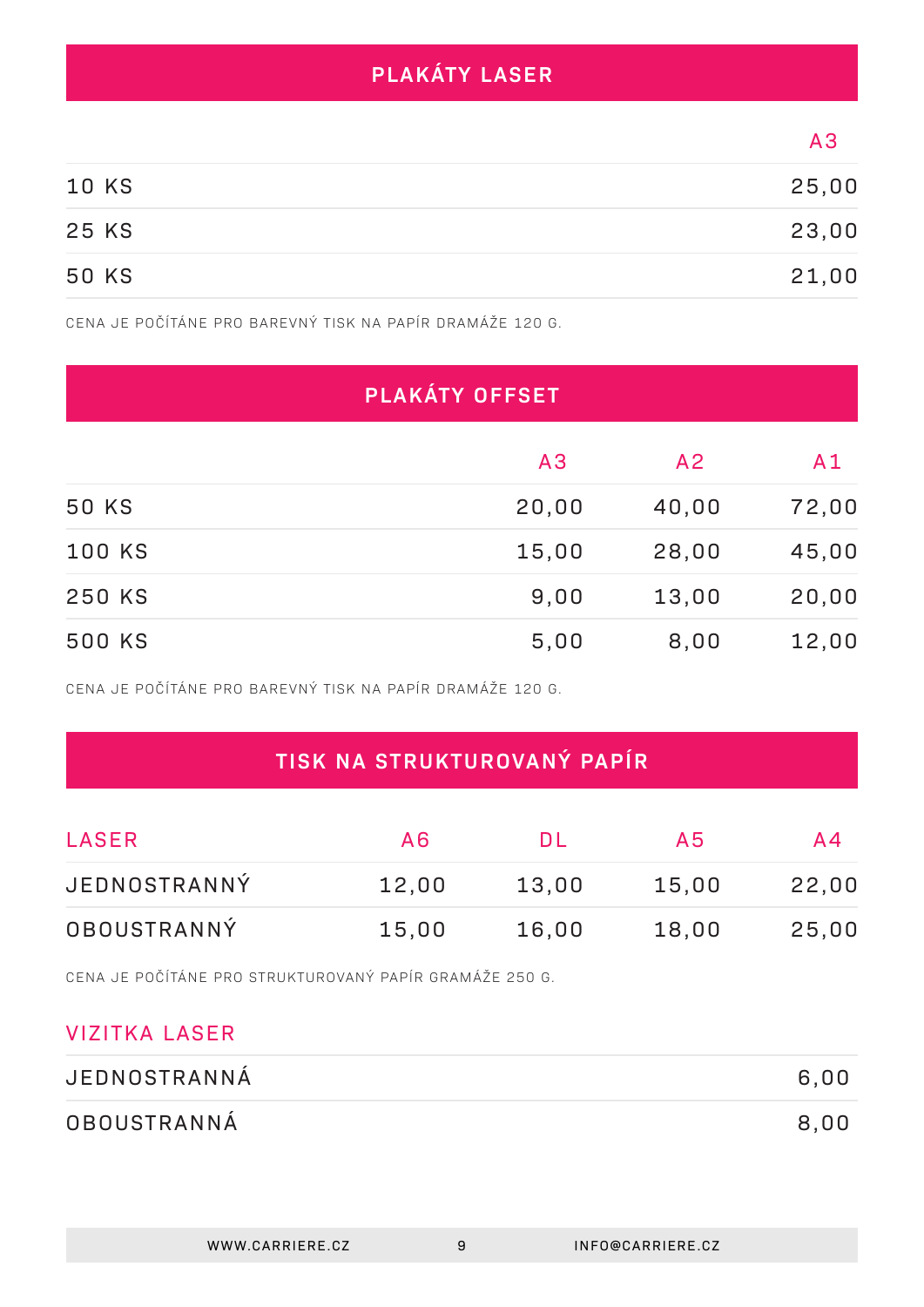## PLAKÁTY LASER

| | A3 |
|---|---|
| 10 KS | 25,00 |
| 25 KS | 23,00 |
| 50 KS | 21,00 |

CENA JE POČÍTÁNE PRO BAREVNÝ TISK NA PAPÍR DRAMÁŽE 120 G.

## PLAKÁTY OFFSET

| | A3 | A2 | A1 |
|---|---|---|---|
| 50 KS | 20,00 | 40,00 | 72,00 |
| 100 KS | 15,00 | 28,00 | 45,00 |
| 250 KS | 9,00 | 13,00 | 20,00 |
| 500 KS | 5,00 | 8,00 | 12,00 |

CENA JE POČÍTÁNE PRO BAREVNÝ TISK NA PAPÍR DRAMÁŽE 120 G.

## TISK NA STRUKTUROVANÝ PAPÍR

| LASER | A6 | DL | A5 | A4 |
|---|---|---|---|---|
| JEDNOSTRANNÝ | 12,00 | 13,00 | 15,00 | 22,00 |
| OBOUSTRANNÝ | 15,00 | 16,00 | 18,00 | 25,00 |

CENA JE POČÍTÁNE PRO STRUKTUROVANÝ PAPÍR GRAMÁŽE 250 G.

| VIZITKA LASER | |
|---|---|
| JEDNOSTRANNÁ | 6,00 |
| OBOUSTRANNÁ | 8,00 |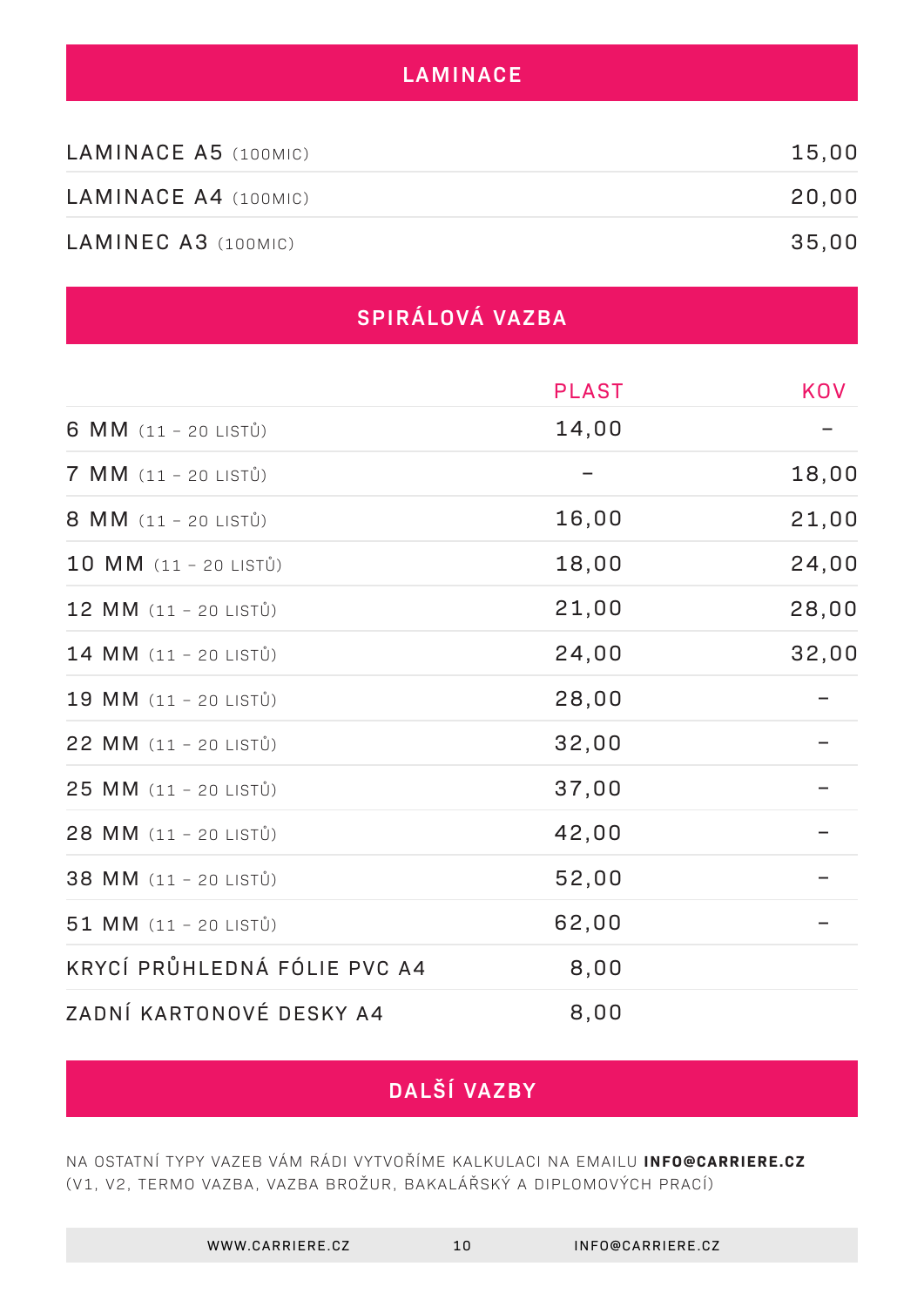## LAMINACE

| | |
|---|---|
| LAMINACE A5 (100MIC) | 15,00 |
| LAMINACE A4 (100MIC) | 20,00 |
| LAMINEC A3 (100MIC) | 35,00 |

## SPIRÁLOVÁ VAZBA

| | PLAST | KOV |
|---|---|---|
| 6 MM (11 – 20 LISTŮ) | 14,00 | – |
| 7 MM (11 – 20 LISTŮ) | – | 18,00 |
| 8 MM (11 – 20 LISTŮ) | 16,00 | 21,00 |
| 10 MM (11 – 20 LISTŮ) | 18,00 | 24,00 |
| 12 MM (11 – 20 LISTŮ) | 21,00 | 28,00 |
| 14 MM (11 – 20 LISTŮ) | 24,00 | 32,00 |
| 19 MM (11 – 20 LISTŮ) | 28,00 | – |
| 22 MM (11 – 20 LISTŮ) | 32,00 | – |
| 25 MM (11 – 20 LISTŮ) | 37,00 | – |
| 28 MM (11 – 20 LISTŮ) | 42,00 | – |
| 38 MM (11 – 20 LISTŮ) | 52,00 | – |
| 51 MM (11 – 20 LISTŮ) | 62,00 | – |
| KRYCÍ PRŮHLEDNÁ FÓLIE PVC A4 | 8,00 | |
| ZADNÍ KARTONOVÉ DESKY A4 | 8,00 | |

## DALŠÍ VAZBY

NA OSTATNÍ TYPY VAZEB VÁM RÁDI VYTVOŘÍME KALKULACI NA EMAILU **INFO@CARRIERE.CZ**
(V1, V2, TERMO VAZBA, VAZBA BROŽUR, BAKALÁŘSKÝ A DIPLOMOVÝCH PRACÍ)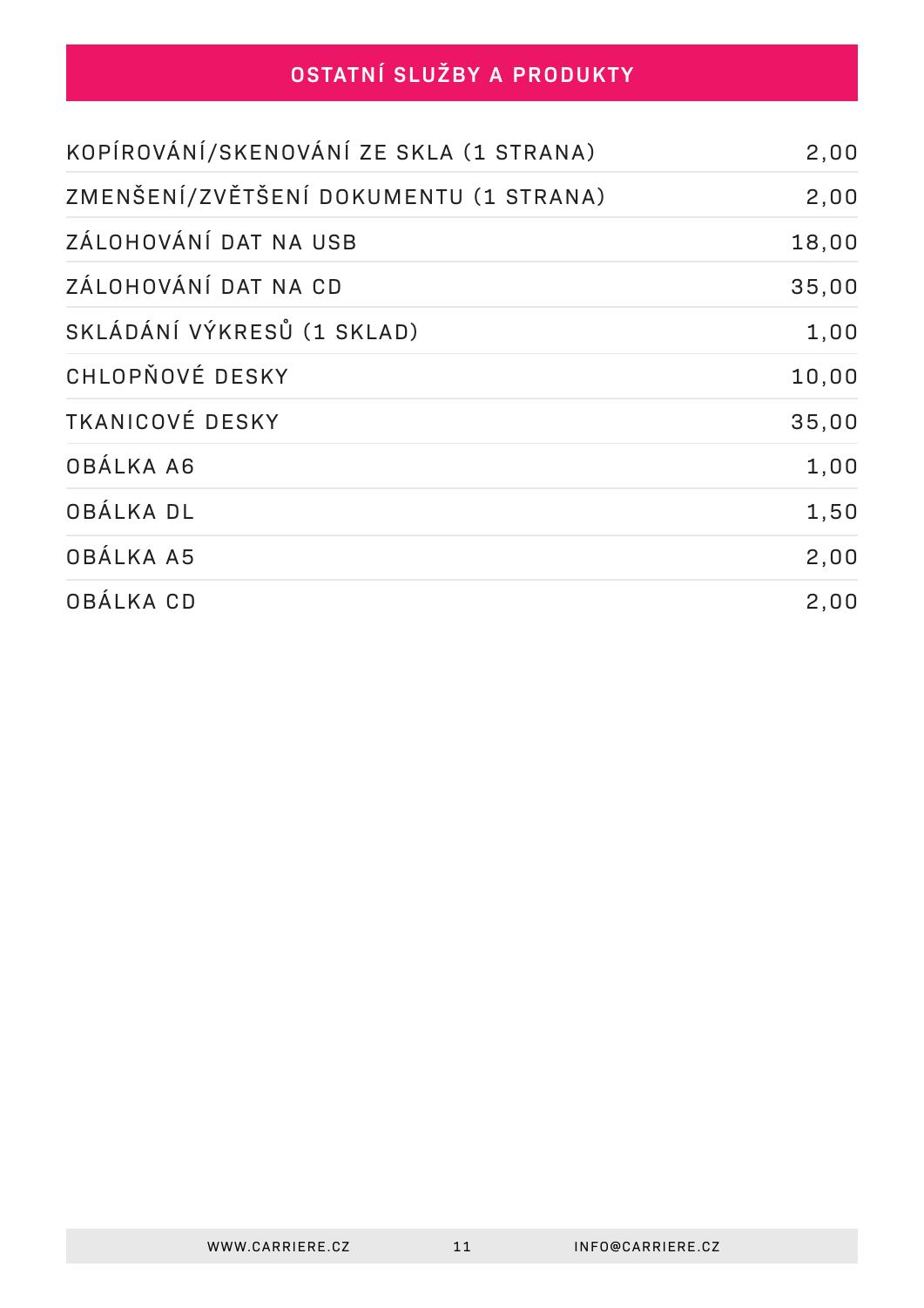## OSTATNÍ SLUŽBY A PRODUKTY

| | |
|---|---|
| KOPÍROVÁNÍ/SKENOVÁNÍ ZE SKLA (1 STRANA) | 2,00 |
| ZMENŠENÍ/ZVĚTŠENÍ DOKUMENTU (1 STRANA) | 2,00 |
| ZÁLOHOVÁNÍ DAT NA USB | 18,00 |
| ZÁLOHOVÁNÍ DAT NA CD | 35,00 |
| SKLÁDÁNÍ VÝKRESŮ (1 SKLAD) | 1,00 |
| CHLOPŇOVÉ DESKY | 10,00 |
| TKANICOVÉ DESKY | 35,00 |
| OBÁLKA A6 | 1,00 |
| OBÁLKA DL | 1,50 |
| OBÁLKA A5 | 2,00 |
| OBÁLKA CD | 2,00 |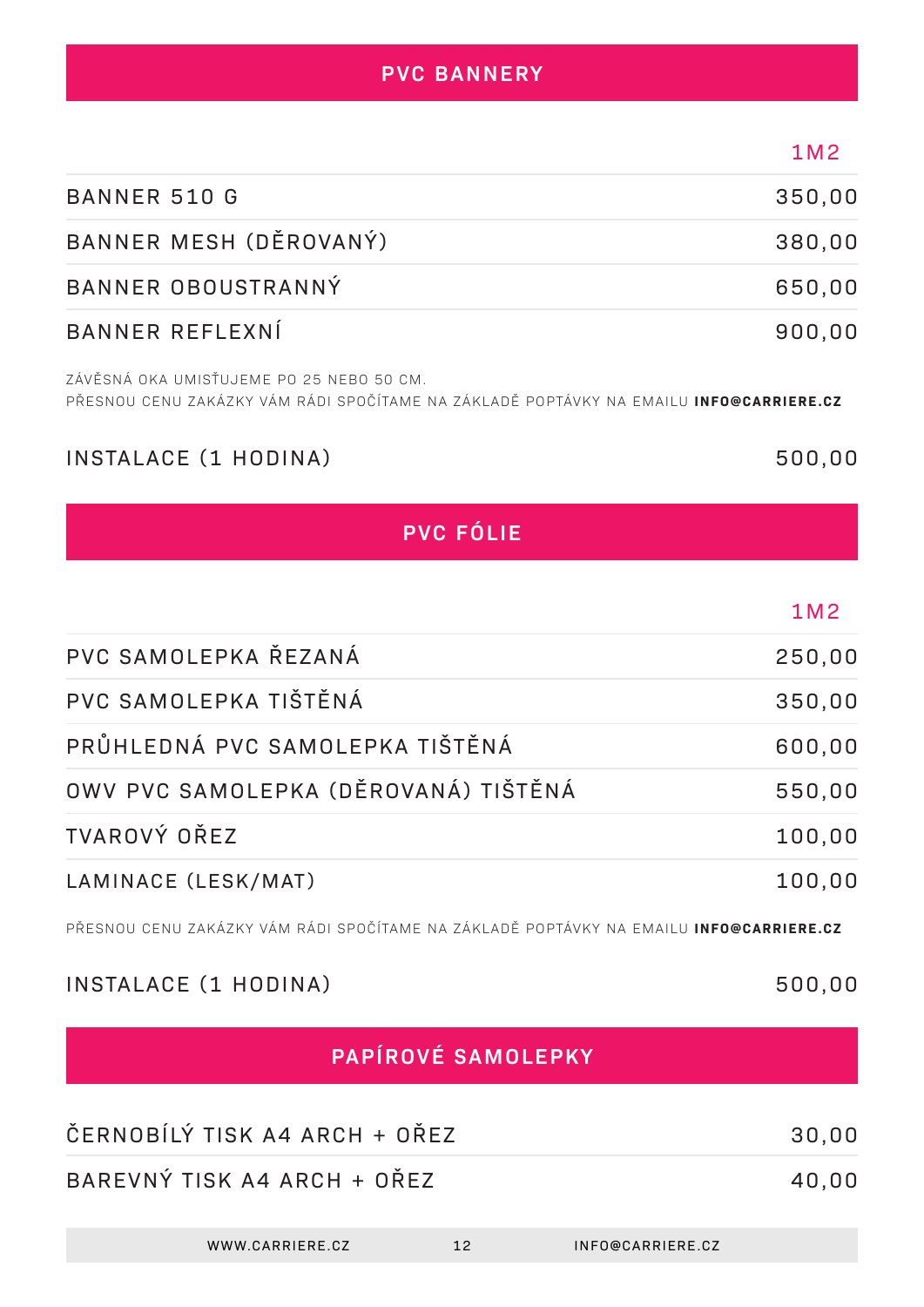## PVC BANNERY

| | 1M2 |
|---|---|
| BANNER 510 G | 350,00 |
| BANNER MESH (DĚROVANÝ) | 380,00 |
| BANNER OBOUSTRANNÝ | 650,00 |
| BANNER REFLEXNÍ | 900,00 |

ZÁVĚSNÁ OKA UMISŤUJEME PO 25 NEBO 50 CM.
PŘESNOU CENU ZAKÁZKY VÁM RÁDI SPOČÍTAME NA ZÁKLADĚ POPTÁVKY NA EMAILU **INFO@CARRIERE.CZ**

| | |
|---|---|
| INSTALACE (1 HODINA) | 500,00 |

## PVC FÓLIE

| | 1M2 |
|---|---|
| PVC SAMOLEPKA ŘEZANÁ | 250,00 |
| PVC SAMOLEPKA TIŠTĚNÁ | 350,00 |
| PRŮHLEDNÁ PVC SAMOLEPKA TIŠTĚNÁ | 600,00 |
| OWV PVC SAMOLEPKA (DĚROVANÁ) TIŠTĚNÁ | 550,00 |
| TVAROVÝ OŘEZ | 100,00 |
| LAMINACE (LESK/MAT) | 100,00 |

PŘESNOU CENU ZAKÁZKY VÁM RÁDI SPOČÍTAME NA ZÁKLADĚ POPTÁVKY NA EMAILU **INFO@CARRIERE.CZ**

| | |
|---|---|
| INSTALACE (1 HODINA) | 500,00 |

## PAPÍROVÉ SAMOLEPKY

| | |
|---|---|
| ČERNOBÍLÝ TISK A4 ARCH + OŘEZ | 30,00 |
| BAREVNÝ TISK A4 ARCH + OŘEZ | 40,00 |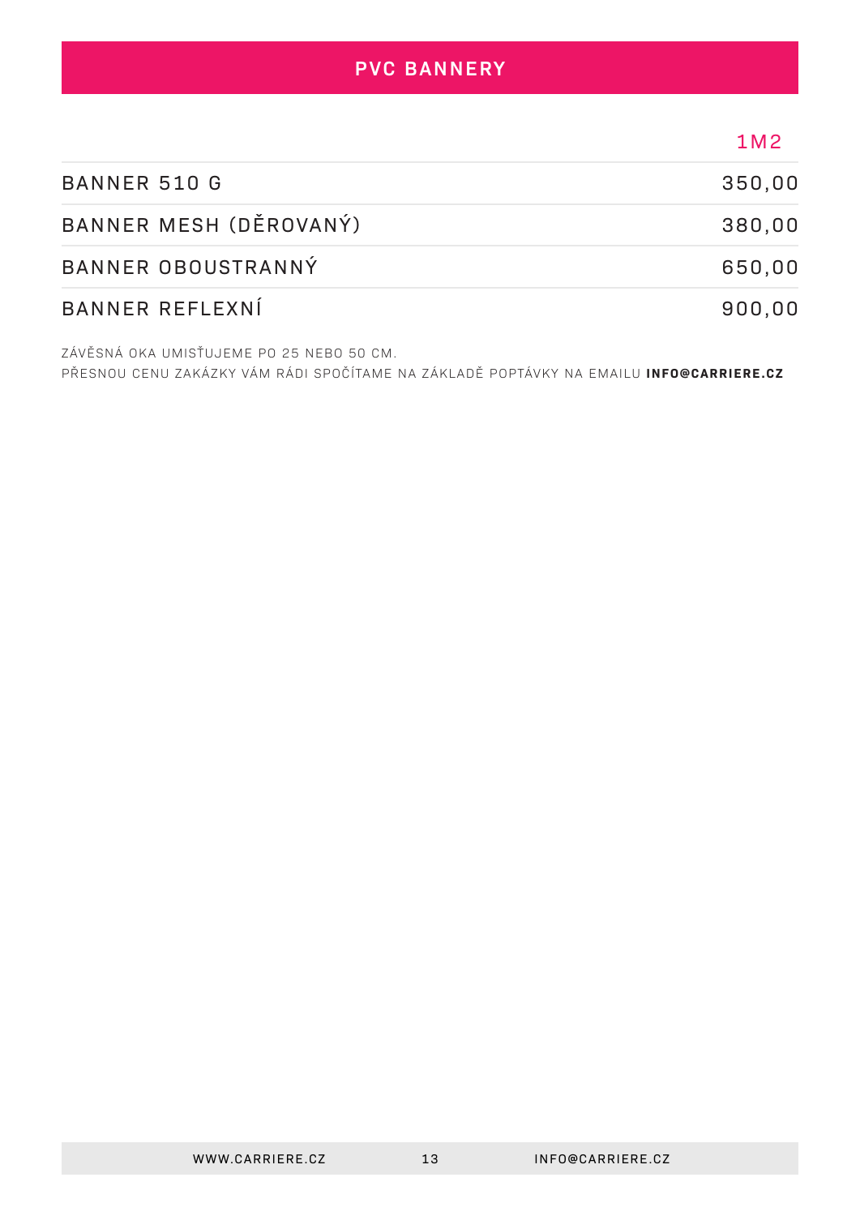## PVC BANNERY

| | 1M2 |
|---|---|
| BANNER 510 G | 350,00 |
| BANNER MESH (DĚROVANÝ) | 380,00 |
| BANNER OBOUSTRANNÝ | 650,00 |
| BANNER REFLEXNÍ | 900,00 |

ZÁVĚSNÁ OKA UMISŤUJEME PO 25 NEBO 50 CM.
PŘESNOU CENU ZAKÁZKY VÁM RÁDI SPOČÍTAME NA ZÁKLADĚ POPTÁVKY NA EMAILU **INFO@CARRIERE.CZ**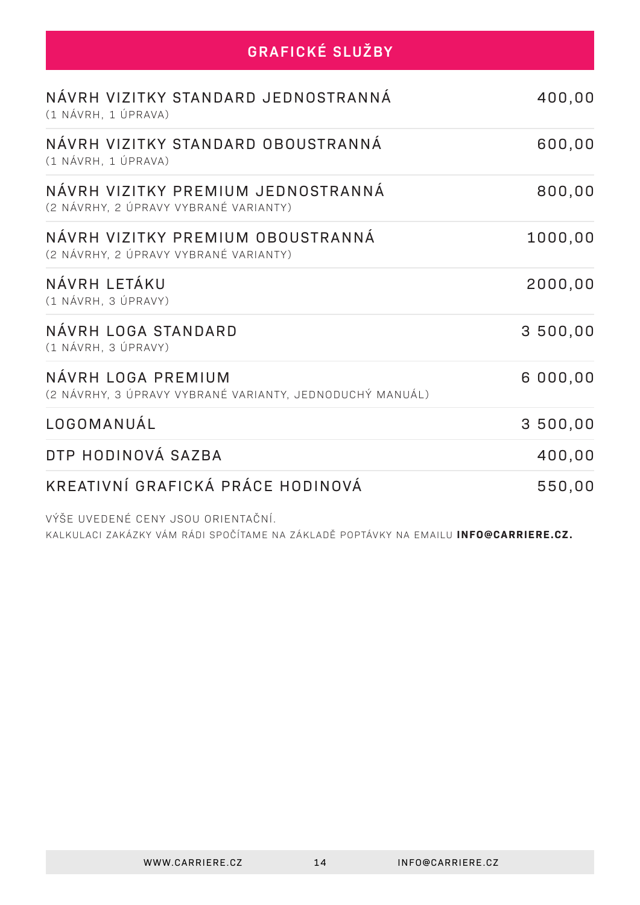## GRAFICKÉ SLUŽBY

| Služba | Cena |
|---|---|
| NÁVRH VIZITKY STANDARD JEDNOSTRANNÁ (1 NÁVRH, 1 ÚPRAVA) | 400,00 |
| NÁVRH VIZITKY STANDARD OBOUSTRANNÁ (1 NÁVRH, 1 ÚPRAVA) | 600,00 |
| NÁVRH VIZITKY PREMIUM JEDNOSTRANNÁ (2 NÁVRHY, 2 ÚPRAVY VYBRANÉ VARIANTY) | 800,00 |
| NÁVRH VIZITKY PREMIUM OBOUSTRANNÁ (2 NÁVRHY, 2 ÚPRAVY VYBRANÉ VARIANTY) | 1000,00 |
| NÁVRH LETÁKU (1 NÁVRH, 3 ÚPRAVY) | 2000,00 |
| NÁVRH LOGA STANDARD (1 NÁVRH, 3 ÚPRAVY) | 3 500,00 |
| NÁVRH LOGA PREMIUM (2 NÁVRHY, 3 ÚPRAVY VYBRANÉ VARIANTY, JEDNODUCHÝ MANUÁL) | 6 000,00 |
| LOGOMANUÁL | 3 500,00 |
| DTP HODINOVÁ SAZBA | 400,00 |
| KREATIVNÍ GRAFICKÁ PRÁCE HODINOVÁ | 550,00 |

VÝŠE UVEDENÉ CENY JSOU ORIENTAČNÍ.

KALKULACI ZAKÁZKY VÁM RÁDI SPOČÍTAME NA ZÁKLADĚ POPTÁVKY NA EMAILU **INFO@CARRIERE.CZ.**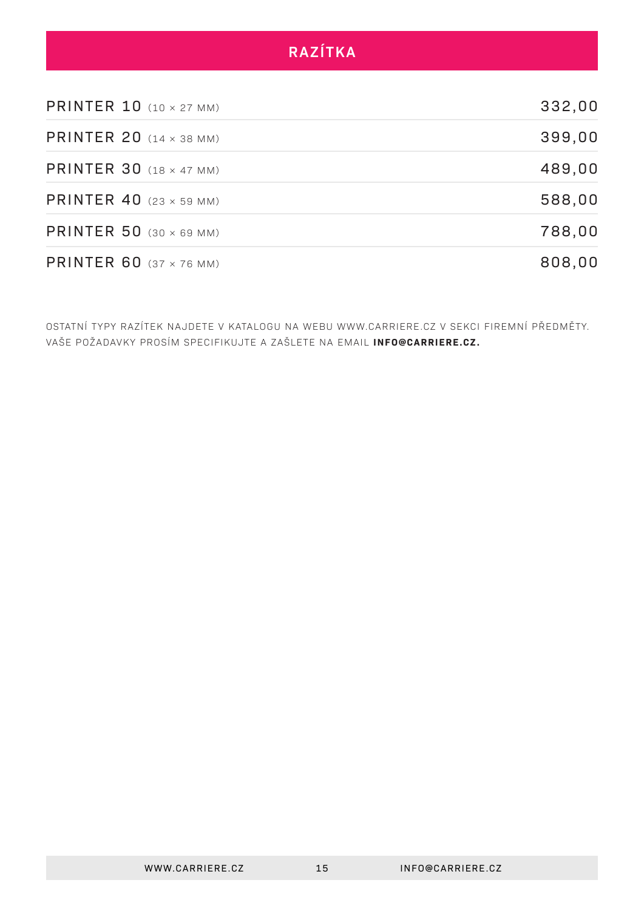# RAZÍTKA

| | |
|---|---|
| PRINTER 10 (10 × 27 MM) | 332,00 |
| PRINTER 20 (14 × 38 MM) | 399,00 |
| PRINTER 30 (18 × 47 MM) | 489,00 |
| PRINTER 40 (23 × 59 MM) | 588,00 |
| PRINTER 50 (30 × 69 MM) | 788,00 |
| PRINTER 60 (37 × 76 MM) | 808,00 |

OSTATNÍ TYPY RAZÍTEK NAJDETE V KATALOGU NA WEBU WWW.CARRIERE.CZ V SEKCI FIREMNÍ PŘEDMĚTY. VAŠE POŽADAVKY PROSÍM SPECIFIKUJTE A ZAŠLETE NA EMAIL **INFO@CARRIERE.CZ.**